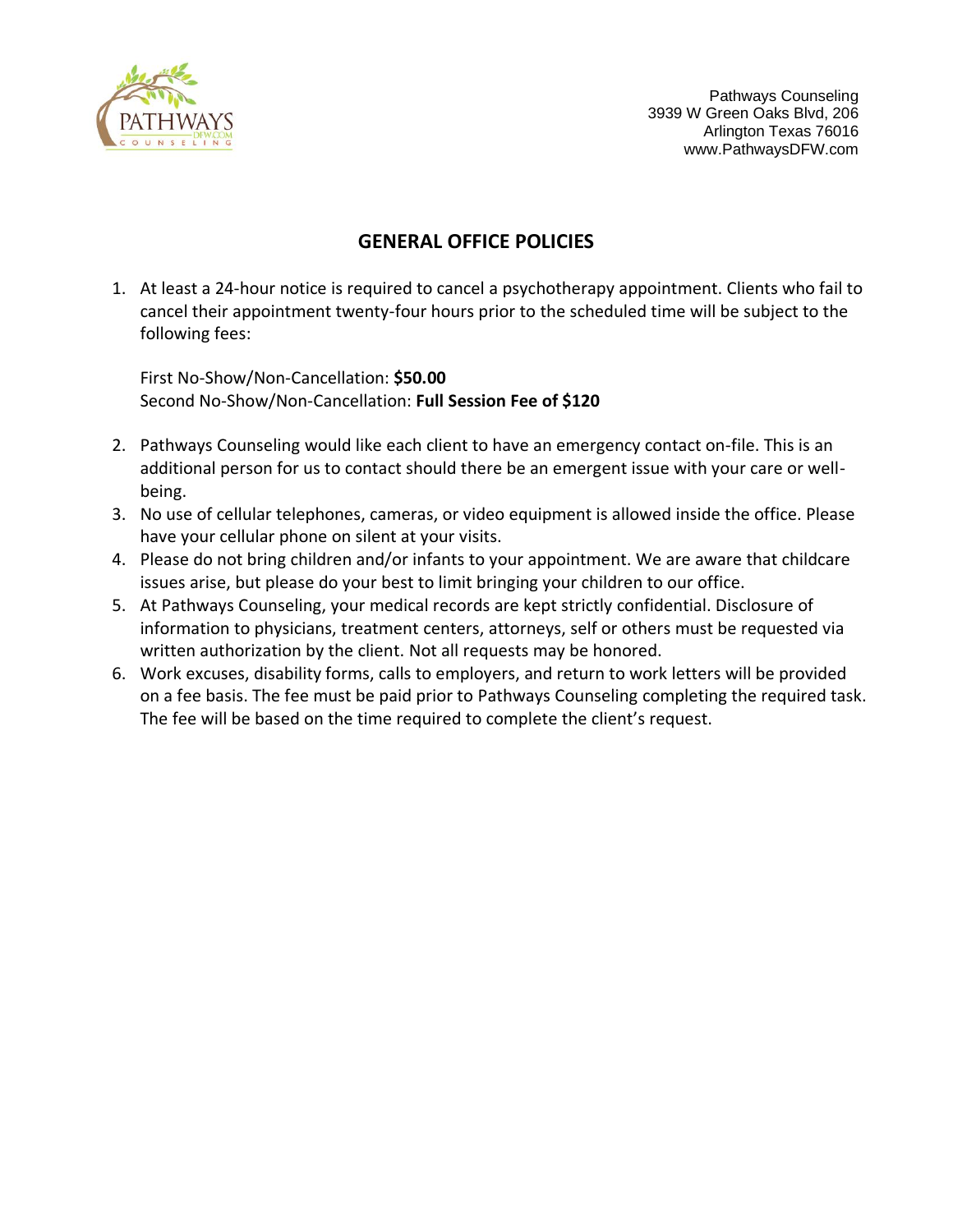Pathways Counseling
3939 W Green Oaks Blvd, 206
Arlington Texas 76016
www.PathwaysDFW.com

## GENERAL OFFICE POLICIES

1. At least a 24-hour notice is required to cancel a psychotherapy appointment. Clients who fail to cancel their appointment twenty-four hours prior to the scheduled time will be subject to the following fees:

   First No-Show/Non-Cancellation: **$50.00**
   Second No-Show/Non-Cancellation: **Full Session Fee of $120**

2. Pathways Counseling would like each client to have an emergency contact on-file. This is an additional person for us to contact should there be an emergent issue with your care or well-being.
3. No use of cellular telephones, cameras, or video equipment is allowed inside the office. Please have your cellular phone on silent at your visits.
4. Please do not bring children and/or infants to your appointment. We are aware that childcare issues arise, but please do your best to limit bringing your children to our office.
5. At Pathways Counseling, your medical records are kept strictly confidential. Disclosure of information to physicians, treatment centers, attorneys, self or others must be requested via written authorization by the client. Not all requests may be honored.
6. Work excuses, disability forms, calls to employers, and return to work letters will be provided on a fee basis. The fee must be paid prior to Pathways Counseling completing the required task. The fee will be based on the time required to complete the client's request.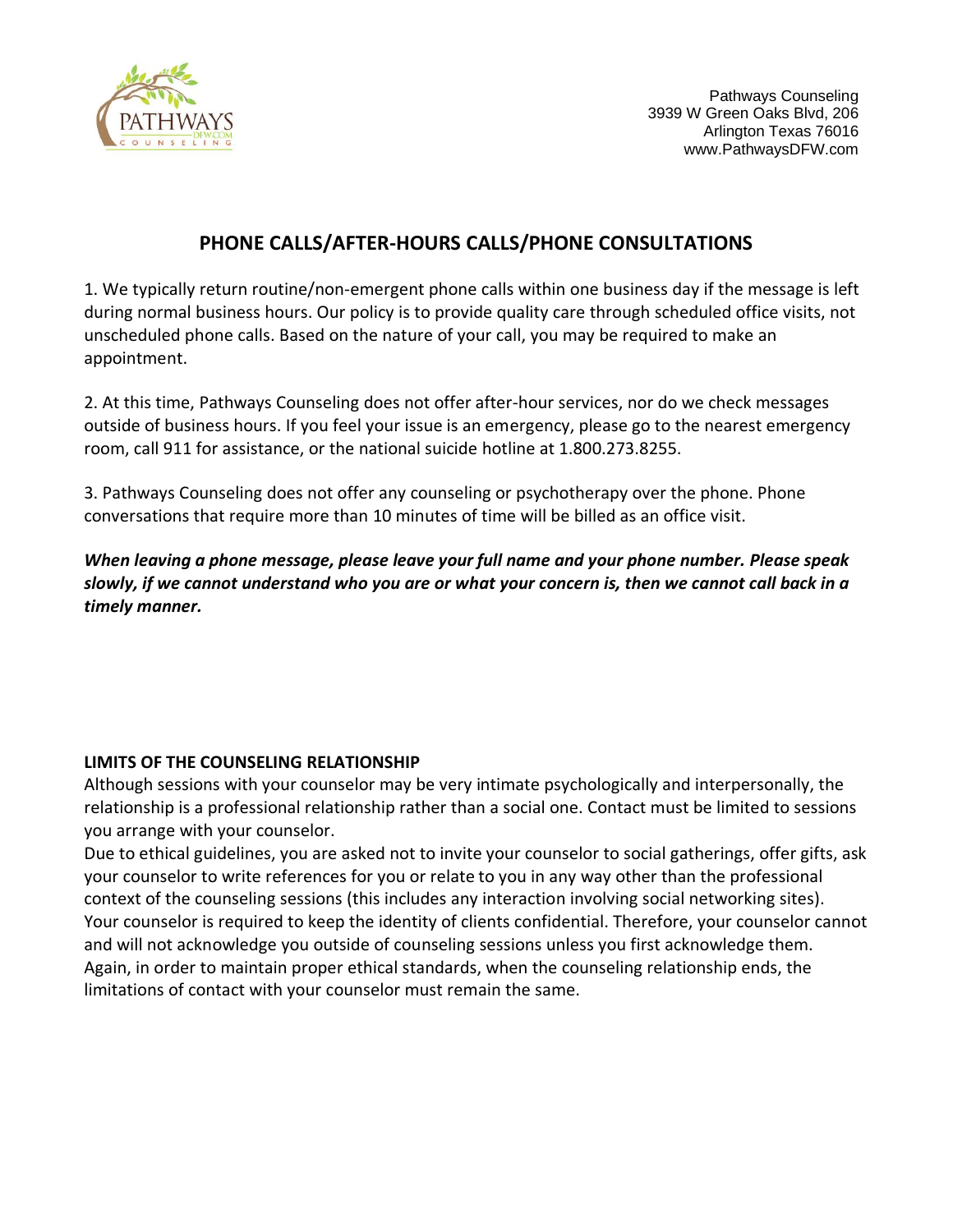Pathways Counseling
3939 W Green Oaks Blvd, 206
Arlington Texas 76016
www.PathwaysDFW.com

## PHONE CALLS/AFTER-HOURS CALLS/PHONE CONSULTATIONS

1. We typically return routine/non-emergent phone calls within one business day if the message is left during normal business hours. Our policy is to provide quality care through scheduled office visits, not unscheduled phone calls. Based on the nature of your call, you may be required to make an appointment.

2. At this time, Pathways Counseling does not offer after-hour services, nor do we check messages outside of business hours. If you feel your issue is an emergency, please go to the nearest emergency room, call 911 for assistance, or the national suicide hotline at 1.800.273.8255.

3. Pathways Counseling does not offer any counseling or psychotherapy over the phone. Phone conversations that require more than 10 minutes of time will be billed as an office visit.

***When leaving a phone message, please leave your full name and your phone number. Please speak slowly, if we cannot understand who you are or what your concern is, then we cannot call back in a timely manner.***

**LIMITS OF THE COUNSELING RELATIONSHIP**

Although sessions with your counselor may be very intimate psychologically and interpersonally, the relationship is a professional relationship rather than a social one. Contact must be limited to sessions you arrange with your counselor.

Due to ethical guidelines, you are asked not to invite your counselor to social gatherings, offer gifts, ask your counselor to write references for you or relate to you in any way other than the professional context of the counseling sessions (this includes any interaction involving social networking sites). Your counselor is required to keep the identity of clients confidential. Therefore, your counselor cannot and will not acknowledge you outside of counseling sessions unless you first acknowledge them. Again, in order to maintain proper ethical standards, when the counseling relationship ends, the limitations of contact with your counselor must remain the same.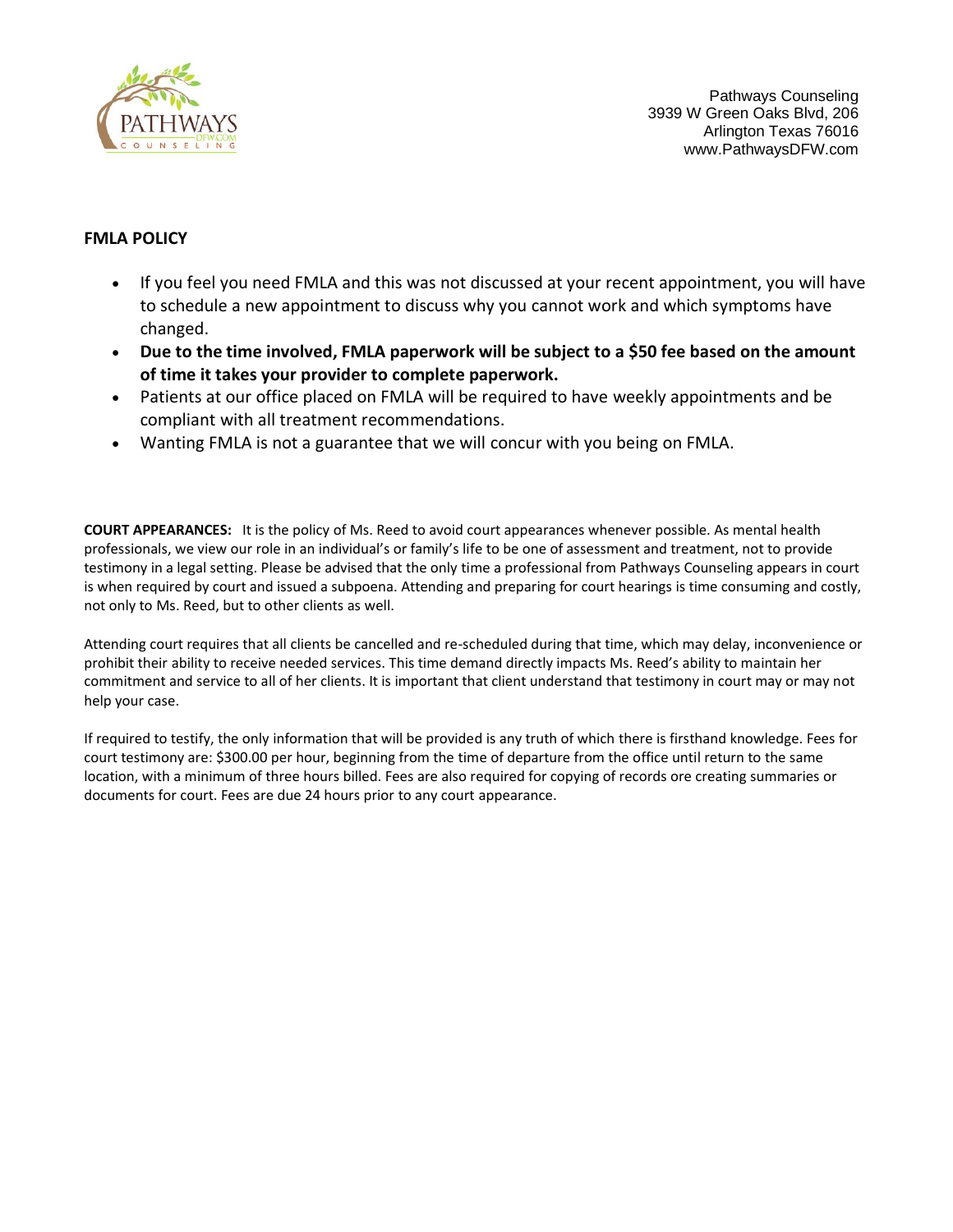Pathways Counseling
3939 W Green Oaks Blvd, 206
Arlington Texas 76016
www.PathwaysDFW.com

**FMLA POLICY**

- If you feel you need FMLA and this was not discussed at your recent appointment, you will have to schedule a new appointment to discuss why you cannot work and which symptoms have changed.
- **Due to the time involved, FMLA paperwork will be subject to a $50 fee based on the amount of time it takes your provider to complete paperwork.**
- Patients at our office placed on FMLA will be required to have weekly appointments and be compliant with all treatment recommendations.
- Wanting FMLA is not a guarantee that we will concur with you being on FMLA.

**COURT APPEARANCES:** It is the policy of Ms. Reed to avoid court appearances whenever possible. As mental health professionals, we view our role in an individual's or family's life to be one of assessment and treatment, not to provide testimony in a legal setting. Please be advised that the only time a professional from Pathways Counseling appears in court is when required by court and issued a subpoena. Attending and preparing for court hearings is time consuming and costly, not only to Ms. Reed, but to other clients as well.

Attending court requires that all clients be cancelled and re-scheduled during that time, which may delay, inconvenience or prohibit their ability to receive needed services. This time demand directly impacts Ms. Reed's ability to maintain her commitment and service to all of her clients. It is important that client understand that testimony in court may or may not help your case.

If required to testify, the only information that will be provided is any truth of which there is firsthand knowledge. Fees for court testimony are: $300.00 per hour, beginning from the time of departure from the office until return to the same location, with a minimum of three hours billed. Fees are also required for copying of records ore creating summaries or documents for court. Fees are due 24 hours prior to any court appearance.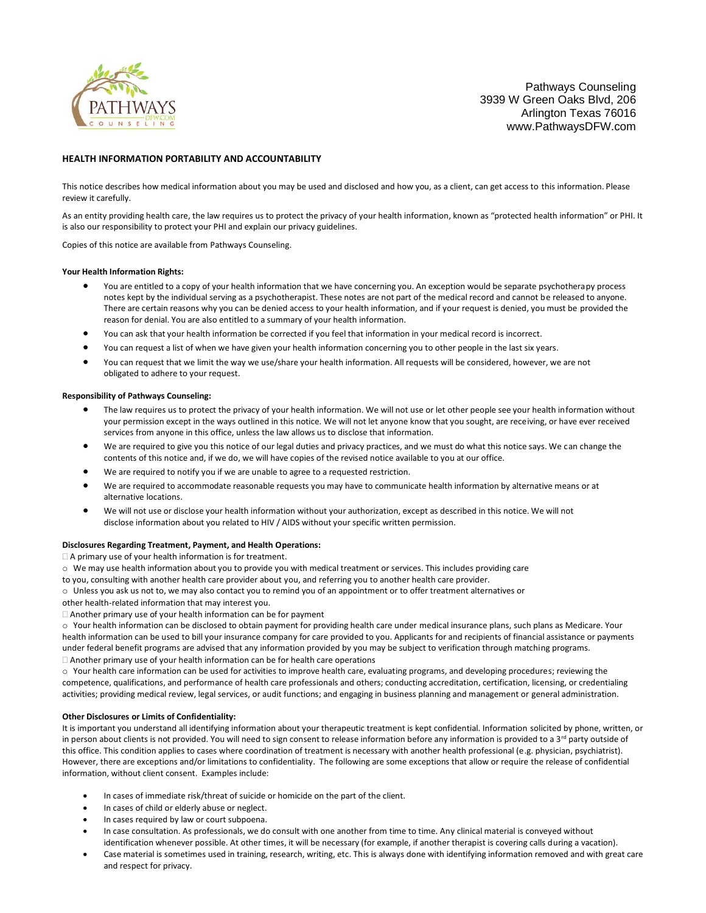Pathways Counseling
3939 W Green Oaks Blvd, 206
Arlington Texas 76016
www.PathwaysDFW.com

**HEALTH INFORMATION PORTABILITY AND ACCOUNTABILITY**

This notice describes how medical information about you may be used and disclosed and how you, as a client, can get access to this information. Please review it carefully.

As an entity providing health care, the law requires us to protect the privacy of your health information, known as "protected health information" or PHI. It is also our responsibility to protect your PHI and explain our privacy guidelines.

Copies of this notice are available from Pathways Counseling.

**Your Health Information Rights:**

- You are entitled to a copy of your health information that we have concerning you. An exception would be separate psychotherapy process notes kept by the individual serving as a psychotherapist. These notes are not part of the medical record and cannot be released to anyone. There are certain reasons why you can be denied access to your health information, and if your request is denied, you must be provided the reason for denial. You are also entitled to a summary of your health information.
- You can ask that your health information be corrected if you feel that information in your medical record is incorrect.
- You can request a list of when we have given your health information concerning you to other people in the last six years.
- You can request that we limit the way we use/share your health information. All requests will be considered, however, we are not obligated to adhere to your request.

**Responsibility of Pathways Counseling:**

- The law requires us to protect the privacy of your health information. We will not use or let other people see your health information without your permission except in the ways outlined in this notice. We will not let anyone know that you sought, are receiving, or have ever received services from anyone in this office, unless the law allows us to disclose that information.
- We are required to give you this notice of our legal duties and privacy practices, and we must do what this notice says. We can change the contents of this notice and, if we do, we will have copies of the revised notice available to you at our office.
- We are required to notify you if we are unable to agree to a requested restriction.
- We are required to accommodate reasonable requests you may have to communicate health information by alternative means or at alternative locations.
- We will not use or disclose your health information without your authorization, except as described in this notice. We will not disclose information about you related to HIV / AIDS without your specific written permission.

**Disclosures Regarding Treatment, Payment, and Health Operations:**

- A primary use of your health information is for treatment.
  - We may use health information about you to provide you with medical treatment or services. This includes providing care to you, consulting with another health care provider about you, and referring you to another health care provider.
  - Unless you ask us not to, we may also contact you to remind you of an appointment or to offer treatment alternatives or other health-related information that may interest you.
- Another primary use of your health information can be for payment
  - Your health information can be disclosed to obtain payment for providing health care under medical insurance plans, such plans as Medicare. Your health information can be used to bill your insurance company for care provided to you. Applicants for and recipients of financial assistance or payments under federal benefit programs are advised that any information provided by you may be subject to verification through matching programs.
- Another primary use of your health information can be for health care operations
  - Your health care information can be used for activities to improve health care, evaluating programs, and developing procedures; reviewing the competence, qualifications, and performance of health care professionals and others; conducting accreditation, certification, licensing, or credentialing activities; providing medical review, legal services, or audit functions; and engaging in business planning and management or general administration.

**Other Disclosures or Limits of Confidentiality:**

It is important you understand all identifying information about your therapeutic treatment is kept confidential. Information solicited by phone, written, or in person about clients is not provided. You will need to sign consent to release information before any information is provided to a 3rd party outside of this office. This condition applies to cases where coordination of treatment is necessary with another health professional (e.g. physician, psychiatrist). However, there are exceptions and/or limitations to confidentiality. The following are some exceptions that allow or require the release of confidential information, without client consent. Examples include:

- In cases of immediate risk/threat of suicide or homicide on the part of the client.
- In cases of child or elderly abuse or neglect.
- In cases required by law or court subpoena.
- In case consultation. As professionals, we do consult with one another from time to time. Any clinical material is conveyed without identification whenever possible. At other times, it will be necessary (for example, if another therapist is covering calls during a vacation).
- Case material is sometimes used in training, research, writing, etc. This is always done with identifying information removed and with great care and respect for privacy.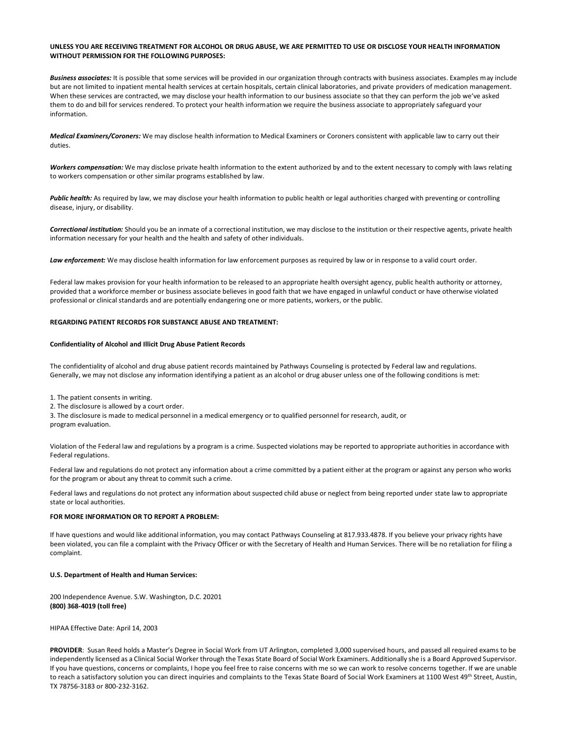**UNLESS YOU ARE RECEIVING TREATMENT FOR ALCOHOL OR DRUG ABUSE, WE ARE PERMITTED TO USE OR DISCLOSE YOUR HEALTH INFORMATION WITHOUT PERMISSION FOR THE FOLLOWING PURPOSES:**

***Business associates:*** It is possible that some services will be provided in our organization through contracts with business associates. Examples may include but are not limited to inpatient mental health services at certain hospitals, certain clinical laboratories, and private providers of medication management. When these services are contracted, we may disclose your health information to our business associate so that they can perform the job we've asked them to do and bill for services rendered. To protect your health information we require the business associate to appropriately safeguard your information.

***Medical Examiners/Coroners:*** We may disclose health information to Medical Examiners or Coroners consistent with applicable law to carry out their duties.

***Workers compensation:*** We may disclose private health information to the extent authorized by and to the extent necessary to comply with laws relating to workers compensation or other similar programs established by law.

***Public health:*** As required by law, we may disclose your health information to public health or legal authorities charged with preventing or controlling disease, injury, or disability.

***Correctional institution:*** Should you be an inmate of a correctional institution, we may disclose to the institution or their respective agents, private health information necessary for your health and the health and safety of other individuals.

***Law enforcement:*** We may disclose health information for law enforcement purposes as required by law or in response to a valid court order.

Federal law makes provision for your health information to be released to an appropriate health oversight agency, public health authority or attorney, provided that a workforce member or business associate believes in good faith that we have engaged in unlawful conduct or have otherwise violated professional or clinical standards and are potentially endangering one or more patients, workers, or the public.

**REGARDING PATIENT RECORDS FOR SUBSTANCE ABUSE AND TREATMENT:**

**Confidentiality of Alcohol and Illicit Drug Abuse Patient Records**

The confidentiality of alcohol and drug abuse patient records maintained by Pathways Counseling is protected by Federal law and regulations. Generally, we may not disclose any information identifying a patient as an alcohol or drug abuser unless one of the following conditions is met:

1. The patient consents in writing.
2. The disclosure is allowed by a court order.
3. The disclosure is made to medical personnel in a medical emergency or to qualified personnel for research, audit, or program evaluation.

Violation of the Federal law and regulations by a program is a crime. Suspected violations may be reported to appropriate authorities in accordance with Federal regulations.

Federal law and regulations do not protect any information about a crime committed by a patient either at the program or against any person who works for the program or about any threat to commit such a crime.

Federal laws and regulations do not protect any information about suspected child abuse or neglect from being reported under state law to appropriate state or local authorities.

**FOR MORE INFORMATION OR TO REPORT A PROBLEM:**

If have questions and would like additional information, you may contact Pathways Counseling at 817.933.4878. If you believe your privacy rights have been violated, you can file a complaint with the Privacy Officer or with the Secretary of Health and Human Services. There will be no retaliation for filing a complaint.

**U.S. Department of Health and Human Services:**

200 Independence Avenue. S.W. Washington, D.C. 20201
**(800) 368-4019 (toll free)**

HIPAA Effective Date: April 14, 2003

**PROVIDER**: Susan Reed holds a Master's Degree in Social Work from UT Arlington, completed 3,000 supervised hours, and passed all required exams to be independently licensed as a Clinical Social Worker through the Texas State Board of Social Work Examiners. Additionally she is a Board Approved Supervisor. If you have questions, concerns or complaints, I hope you feel free to raise concerns with me so we can work to resolve concerns together. If we are unable to reach a satisfactory solution you can direct inquiries and complaints to the Texas State Board of Social Work Examiners at 1100 West 49th Street, Austin, TX 78756-3183 or 800-232-3162.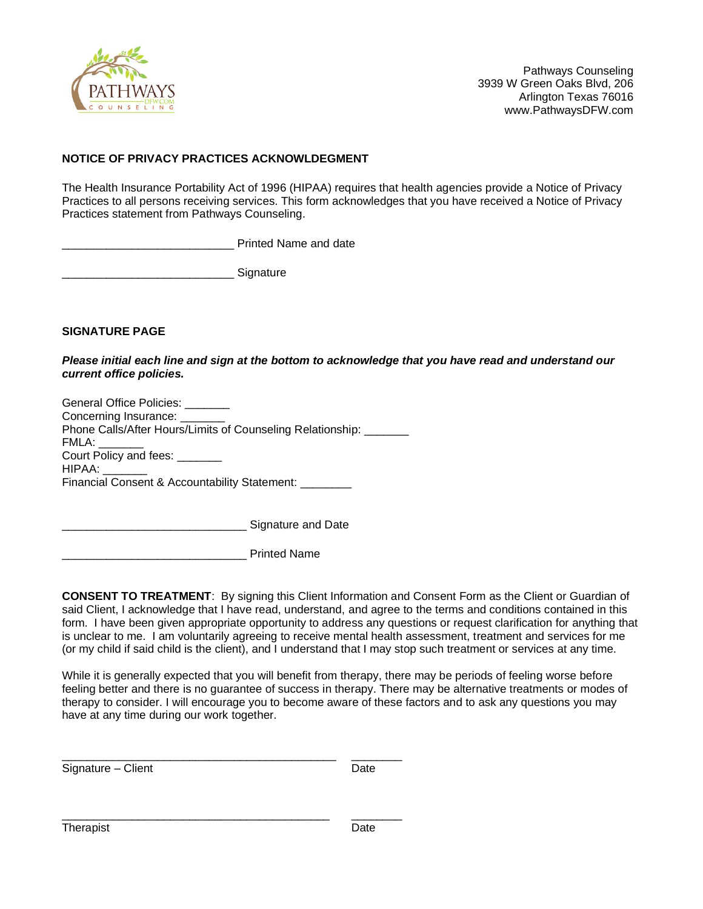Pathways Counseling
3939 W Green Oaks Blvd, 206
Arlington Texas 76016
www.PathwaysDFW.com

**NOTICE OF PRIVACY PRACTICES ACKNOWLEDGMENT**

The Health Insurance Portability Act of 1996 (HIPAA) requires that health agencies provide a Notice of Privacy Practices to all persons receiving services. This form acknowledges that you have received a Notice of Privacy Practices statement from Pathways Counseling.

___________________________ Printed Name and date

___________________________ Signature

**SIGNATURE PAGE**

***Please initial each line and sign at the bottom to acknowledge that you have read and understand our current office policies.***

General Office Policies: _______
Concerning Insurance: _______
Phone Calls/After Hours/Limits of Counseling Relationship: _______
FMLA: _______
Court Policy and fees: _______
HIPAA: _______
Financial Consent & Accountability Statement: ________

_____________________________ Signature and Date

_____________________________ Printed Name

**CONSENT TO TREATMENT**: By signing this Client Information and Consent Form as the Client or Guardian of said Client, I acknowledge that I have read, understand, and agree to the terms and conditions contained in this form. I have been given appropriate opportunity to address any questions or request clarification for anything that is unclear to me. I am voluntarily agreeing to receive mental health assessment, treatment and services for me (or my child if said child is the client), and I understand that I may stop such treatment or services at any time.

While it is generally expected that you will benefit from therapy, there may be periods of feeling worse before feeling better and there is no guarantee of success in therapy. There may be alternative treatments or modes of therapy to consider. I will encourage you to become aware of these factors and to ask any questions you may have at any time during our work together.

___________________________________________ ________
Signature – Client Date

___________________________________________ ________
Therapist Date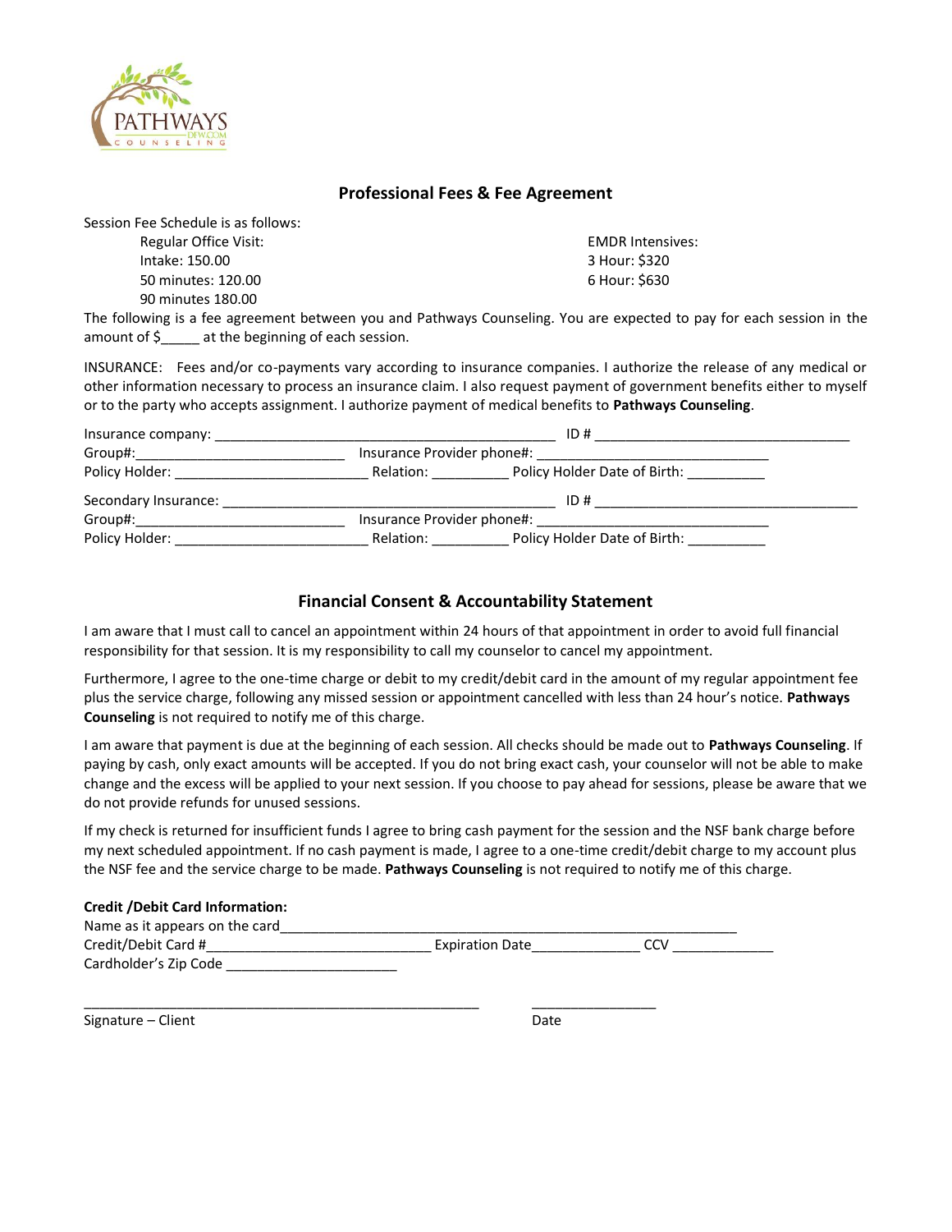## Professional Fees & Fee Agreement

Session Fee Schedule is as follows:

Regular Office Visit:
Intake: 150.00
50 minutes: 120.00
90 minutes 180.00

EMDR Intensives:
3 Hour: $320
6 Hour: $630

The following is a fee agreement between you and Pathways Counseling. You are expected to pay for each session in the amount of $_____ at the beginning of each session.

INSURANCE: Fees and/or co-payments vary according to insurance companies. I authorize the release of any medical or other information necessary to process an insurance claim. I also request payment of government benefits either to myself or to the party who accepts assignment. I authorize payment of medical benefits to **Pathways Counseling**.

Insurance company: ____________________________________________ ID # _________________________________
Group#:___________________________ Insurance Provider phone#: ______________________________
Policy Holder: _________________________ Relation: __________ Policy Holder Date of Birth: __________

Secondary Insurance: ____________________________________________ ID # __________________________________
Group#:___________________________ Insurance Provider phone#: ______________________________
Policy Holder: _________________________ Relation: __________ Policy Holder Date of Birth: __________

## Financial Consent & Accountability Statement

I am aware that I must call to cancel an appointment within 24 hours of that appointment in order to avoid full financial responsibility for that session. It is my responsibility to call my counselor to cancel my appointment.

Furthermore, I agree to the one-time charge or debit to my credit/debit card in the amount of my regular appointment fee plus the service charge, following any missed session or appointment cancelled with less than 24 hour's notice. **Pathways Counseling** is not required to notify me of this charge.

I am aware that payment is due at the beginning of each session. All checks should be made out to **Pathways Counseling**. If paying by cash, only exact amounts will be accepted. If you do not bring exact cash, your counselor will not be able to make change and the excess will be applied to your next session. If you choose to pay ahead for sessions, please be aware that we do not provide refunds for unused sessions.

If my check is returned for insufficient funds I agree to bring cash payment for the session and the NSF bank charge before my next scheduled appointment. If no cash payment is made, I agree to a one-time credit/debit charge to my account plus the NSF fee and the service charge to be made. **Pathways Counseling** is not required to notify me of this charge.

**Credit /Debit Card Information:**

Name as it appears on the card___________________________________________________________
Credit/Debit Card #____________________________ Expiration Date_____________ CCV _____________
Cardholder's Zip Code _____________________

___________________________________________________ ________________
Signature – Client Date